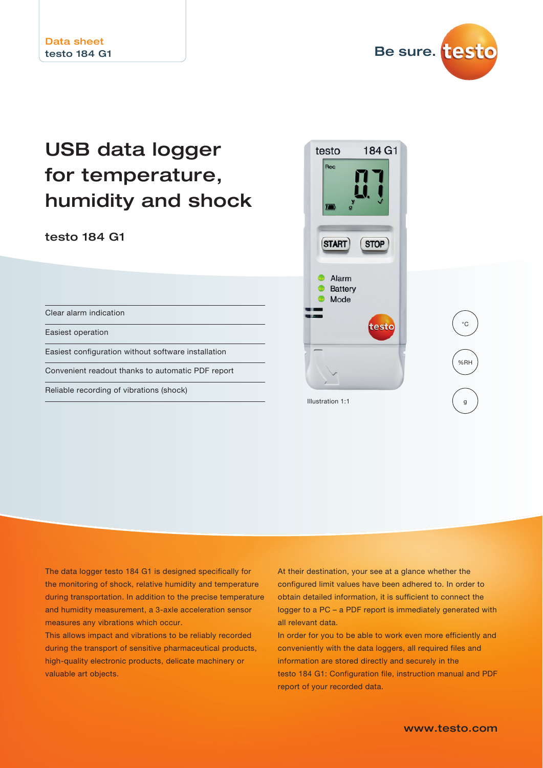Data sheet
testo 184 G1

# USB data logger for temperature, humidity and shock

## testo 184 G1

- Clear alarm indication
- Easiest operation
- Easiest configuration without software installation
- Convenient readout thanks to automatic PDF report
- Reliable recording of vibrations (shock)

Illustration 1:1

°C

%RH

g

The data logger testo 184 G1 is designed specifically for the monitoring of shock, relative humidity and temperature during transportation. In addition to the precise temperature and humidity measurement, a 3-axle acceleration sensor measures any vibrations which occur.
This allows impact and vibrations to be reliably recorded during the transport of sensitive pharmaceutical products, high-quality electronic products, delicate machinery or valuable art objects.

At their destination, your see at a glance whether the configured limit values have been adhered to. In order to obtain detailed information, it is sufficient to connect the logger to a PC – a PDF report is immediately generated with all relevant data.
In order for you to be able to work even more efficiently and conveniently with the data loggers, all required files and information are stored directly and securely in the testo 184 G1: Configuration file, instruction manual and PDF report of your recorded data.

www.testo.com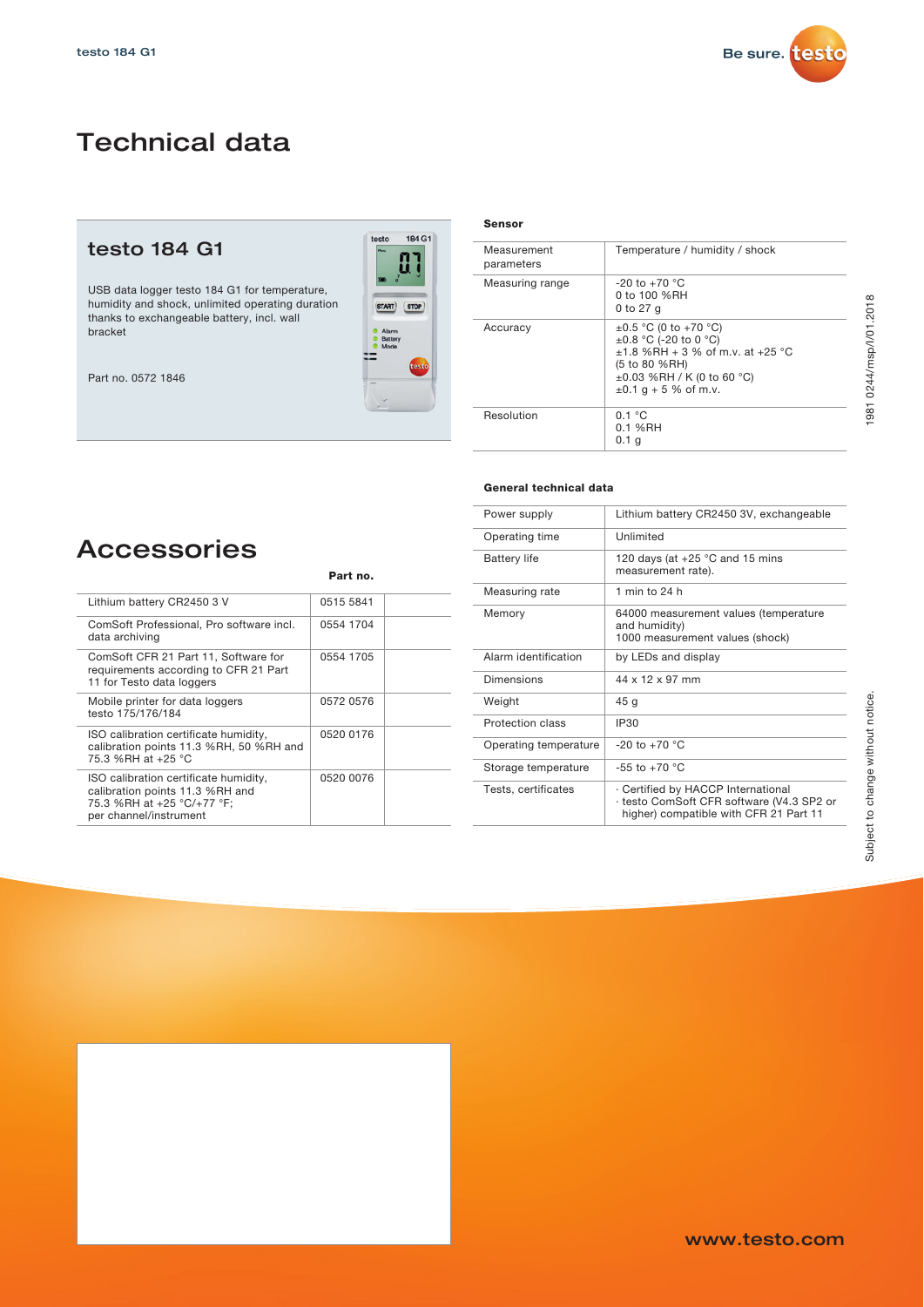# Technical data

## testo 184 G1

USB data logger testo 184 G1 for temperature, humidity and shock, unlimited operating duration thanks to exchangeable battery, incl. wall bracket

Part no. 0572 1846

### Sensor

| | |
|---|---|
| Measurement parameters | Temperature / humidity / shock |
| Measuring range | -20 to +70 °C<br>0 to 100 %RH<br>0 to 27 g |
| Accuracy | ±0.5 °C (0 to +70 °C)<br>±0.8 °C (-20 to 0 °C)<br>±1.8 %RH + 3 % of m.v. at +25 °C (5 to 80 %RH)<br>±0.03 %RH / K (0 to 60 °C)<br>±0.1 g + 5 % of m.v. |
| Resolution | 0.1 °C<br>0.1 %RH<br>0.1 g |

### General technical data

| | |
|---|---|
| Power supply | Lithium battery CR2450 3V, exchangeable |
| Operating time | Unlimited |
| Battery life | 120 days (at +25 °C and 15 mins measurement rate). |
| Measuring rate | 1 min to 24 h |
| Memory | 64000 measurement values (temperature and humidity)<br>1000 measurement values (shock) |
| Alarm identification | by LEDs and display |
| Dimensions | 44 x 12 x 97 mm |
| Weight | 45 g |
| Protection class | IP30 |
| Operating temperature | -20 to +70 °C |
| Storage temperature | -55 to +70 °C |
| Tests, certificates | · Certified by HACCP International<br>· testo ComSoft CFR software (V4.3 SP2 or higher) compatible with CFR 21 Part 11 |

# Accessories

| | Part no. | |
|---|---|---|
| Lithium battery CR2450 3 V | 0515 5841 | |
| ComSoft Professional, Pro software incl. data archiving | 0554 1704 | |
| ComSoft CFR 21 Part 11, Software for requirements according to CFR 21 Part 11 for Testo data loggers | 0554 1705 | |
| Mobile printer for data loggers testo 175/176/184 | 0572 0576 | |
| ISO calibration certificate humidity, calibration points 11.3 %RH, 50 %RH and 75.3 %RH at +25 °C | 0520 0176 | |
| ISO calibration certificate humidity, calibration points 11.3 %RH and 75.3 %RH at +25 °C/+77 °F; per channel/instrument | 0520 0076 | |

1981 0244/msp/I/01.2018

Subject to change without notice.

www.testo.com